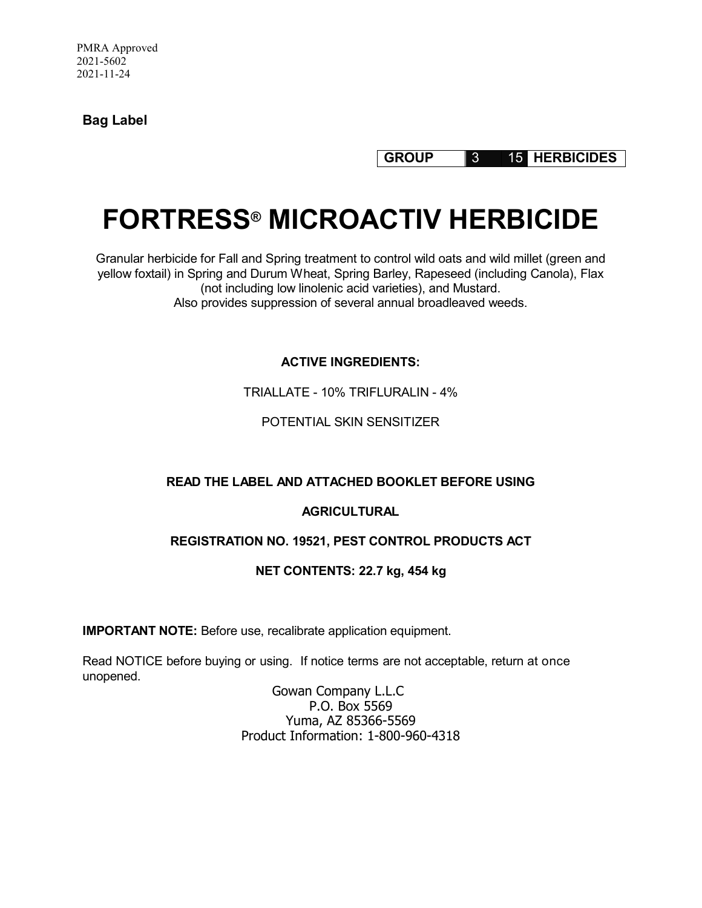PMRA Approved
2021-5602
2021-11-24

**Bag Label**

| GROUP | 3 | 15 | HERBICIDES |
|---|---|---|---|

# FORTRESS® MICROACTIV HERBICIDE

Granular herbicide for Fall and Spring treatment to control wild oats and wild millet (green and yellow foxtail) in Spring and Durum Wheat, Spring Barley, Rapeseed (including Canola), Flax (not including low linolenic acid varieties), and Mustard.
Also provides suppression of several annual broadleaved weeds.

**ACTIVE INGREDIENTS:**

TRIALLATE - 10% TRIFLURALIN - 4%

POTENTIAL SKIN SENSITIZER

**READ THE LABEL AND ATTACHED BOOKLET BEFORE USING**

**AGRICULTURAL**

**REGISTRATION NO. 19521, PEST CONTROL PRODUCTS ACT**

**NET CONTENTS: 22.7 kg, 454 kg**

**IMPORTANT NOTE:** Before use, recalibrate application equipment.

Read NOTICE before buying or using. If notice terms are not acceptable, return at once unopened.

Gowan Company L.L.C
P.O. Box 5569
Yuma, AZ 85366-5569
Product Information: 1-800-960-4318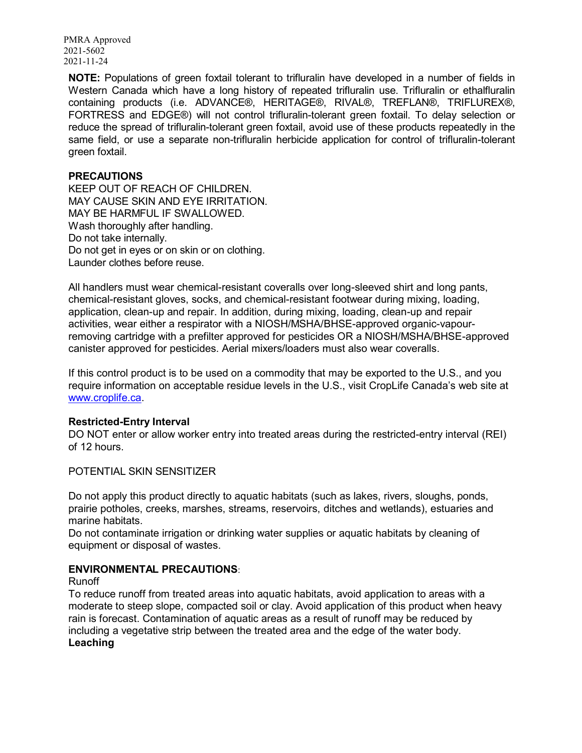PMRA Approved
2021-5602
2021-11-24

**NOTE:** Populations of green foxtail tolerant to trifluralin have developed in a number of fields in Western Canada which have a long history of repeated trifluralin use. Trifluralin or ethalfluralin containing products (i.e. ADVANCE®, HERITAGE®, RIVAL®, TREFLAN®, TRIFLUREX®, FORTRESS and EDGE®) will not control trifluralin-tolerant green foxtail. To delay selection or reduce the spread of trifluralin-tolerant green foxtail, avoid use of these products repeatedly in the same field, or use a separate non-trifluralin herbicide application for control of trifluralin-tolerant green foxtail.

**PRECAUTIONS**

KEEP OUT OF REACH OF CHILDREN.
MAY CAUSE SKIN AND EYE IRRITATION.
MAY BE HARMFUL IF SWALLOWED.
Wash thoroughly after handling.
Do not take internally.
Do not get in eyes or on skin or on clothing.
Launder clothes before reuse.

All handlers must wear chemical-resistant coveralls over long-sleeved shirt and long pants, chemical-resistant gloves, socks, and chemical-resistant footwear during mixing, loading, application, clean-up and repair. In addition, during mixing, loading, clean-up and repair activities, wear either a respirator with a NIOSH/MSHA/BHSE-approved organic-vapour-removing cartridge with a prefilter approved for pesticides OR a NIOSH/MSHA/BHSE-approved canister approved for pesticides. Aerial mixers/loaders must also wear coveralls.

If this control product is to be used on a commodity that may be exported to the U.S., and you require information on acceptable residue levels in the U.S., visit CropLife Canada's web site at www.croplife.ca.

**Restricted-Entry Interval**

DO NOT enter or allow worker entry into treated areas during the restricted-entry interval (REI) of 12 hours.

POTENTIAL SKIN SENSITIZER

Do not apply this product directly to aquatic habitats (such as lakes, rivers, sloughs, ponds, prairie potholes, creeks, marshes, streams, reservoirs, ditches and wetlands), estuaries and marine habitats.
Do not contaminate irrigation or drinking water supplies or aquatic habitats by cleaning of equipment or disposal of wastes.

**ENVIRONMENTAL PRECAUTIONS**:

Runoff

To reduce runoff from treated areas into aquatic habitats, avoid application to areas with a moderate to steep slope, compacted soil or clay. Avoid application of this product when heavy rain is forecast. Contamination of aquatic areas as a result of runoff may be reduced by including a vegetative strip between the treated area and the edge of the water body.

**Leaching**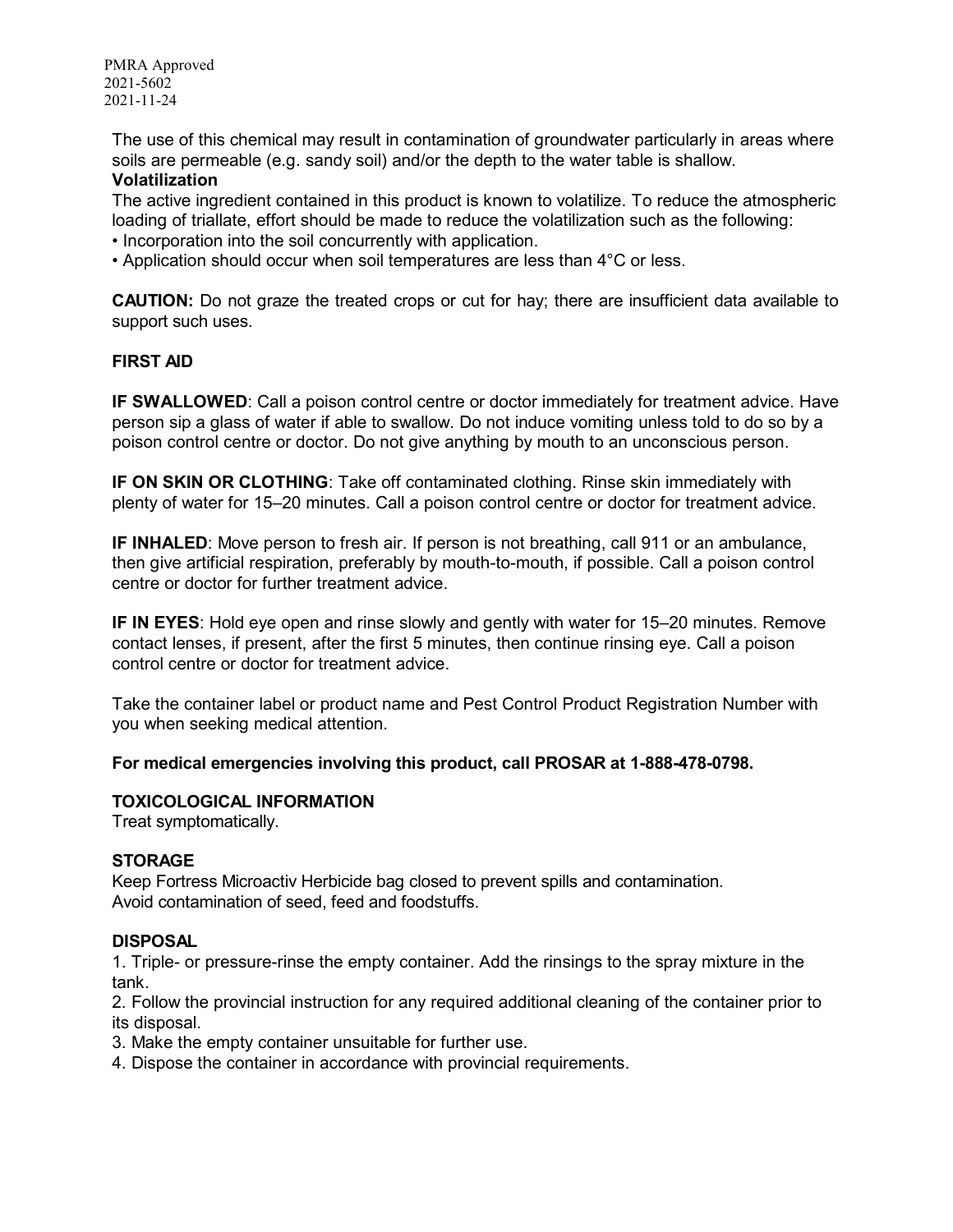The use of this chemical may result in contamination of groundwater particularly in areas where soils are permeable (e.g. sandy soil) and/or the depth to the water table is shallow.

**Volatilization**

The active ingredient contained in this product is known to volatilize. To reduce the atmospheric loading of triallate, effort should be made to reduce the volatilization such as the following:

- Incorporation into the soil concurrently with application.
- Application should occur when soil temperatures are less than 4°C or less.

**CAUTION:** Do not graze the treated crops or cut for hay; there are insufficient data available to support such uses.

## FIRST AID

**IF SWALLOWED**: Call a poison control centre or doctor immediately for treatment advice. Have person sip a glass of water if able to swallow. Do not induce vomiting unless told to do so by a poison control centre or doctor. Do not give anything by mouth to an unconscious person.

**IF ON SKIN OR CLOTHING**: Take off contaminated clothing. Rinse skin immediately with plenty of water for 15–20 minutes. Call a poison control centre or doctor for treatment advice.

**IF INHALED**: Move person to fresh air. If person is not breathing, call 911 or an ambulance, then give artificial respiration, preferably by mouth-to-mouth, if possible. Call a poison control centre or doctor for further treatment advice.

**IF IN EYES**: Hold eye open and rinse slowly and gently with water for 15–20 minutes. Remove contact lenses, if present, after the first 5 minutes, then continue rinsing eye. Call a poison control centre or doctor for treatment advice.

Take the container label or product name and Pest Control Product Registration Number with you when seeking medical attention.

**For medical emergencies involving this product, call PROSAR at 1-888-478-0798.**

## TOXICOLOGICAL INFORMATION

Treat symptomatically.

## STORAGE

Keep Fortress Microactiv Herbicide bag closed to prevent spills and contamination.
Avoid contamination of seed, feed and foodstuffs.

## DISPOSAL

1. Triple- or pressure-rinse the empty container. Add the rinsings to the spray mixture in the tank.
2. Follow the provincial instruction for any required additional cleaning of the container prior to its disposal.
3. Make the empty container unsuitable for further use.
4. Dispose the container in accordance with provincial requirements.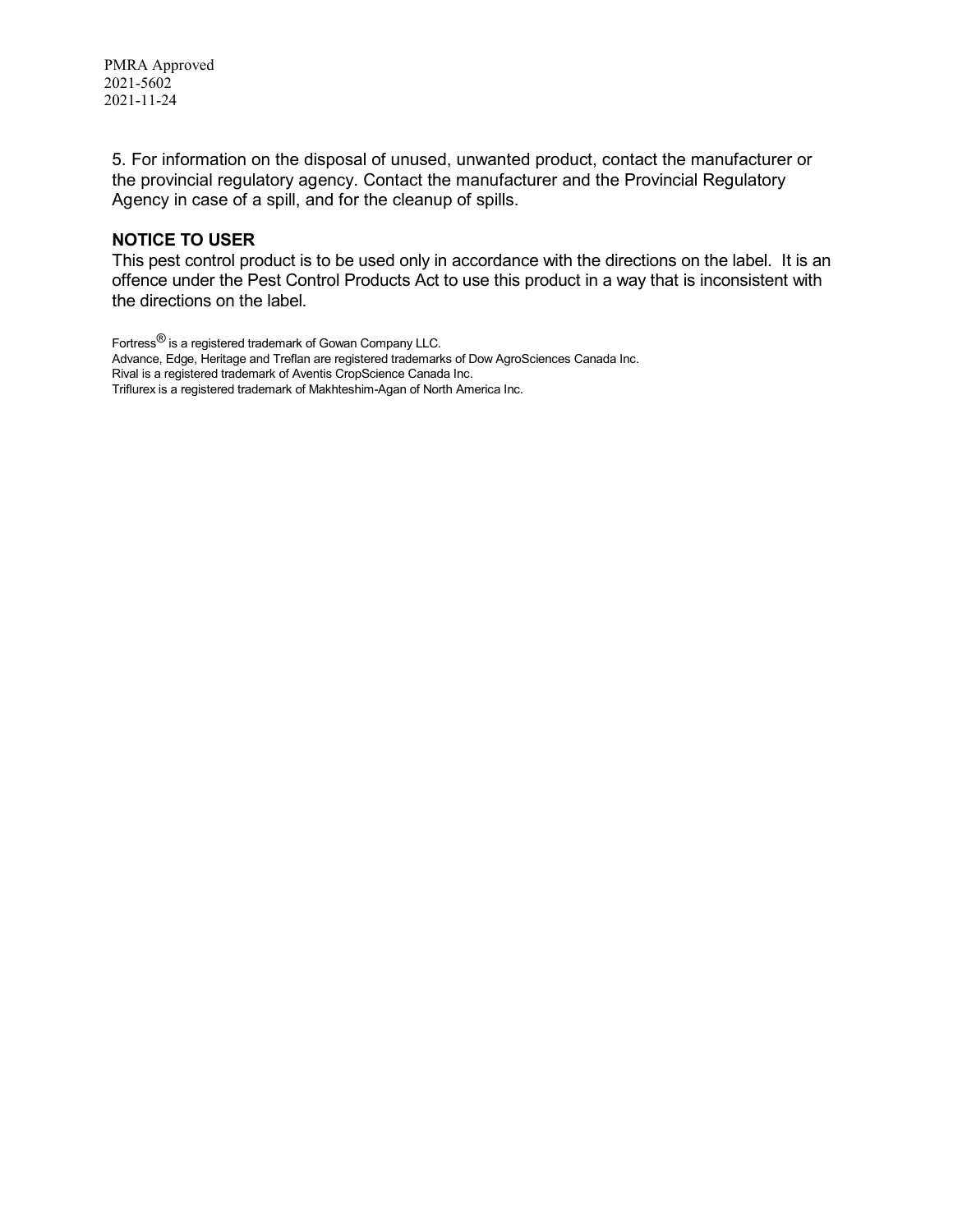5. For information on the disposal of unused, unwanted product, contact the manufacturer or the provincial regulatory agency. Contact the manufacturer and the Provincial Regulatory Agency in case of a spill, and for the cleanup of spills.

**NOTICE TO USER**

This pest control product is to be used only in accordance with the directions on the label. It is an offence under the Pest Control Products Act to use this product in a way that is inconsistent with the directions on the label.

Fortress® is a registered trademark of Gowan Company LLC.
Advance, Edge, Heritage and Treflan are registered trademarks of Dow AgroSciences Canada Inc.
Rival is a registered trademark of Aventis CropScience Canada Inc.
Triflurex is a registered trademark of Makhteshim-Agan of North America Inc.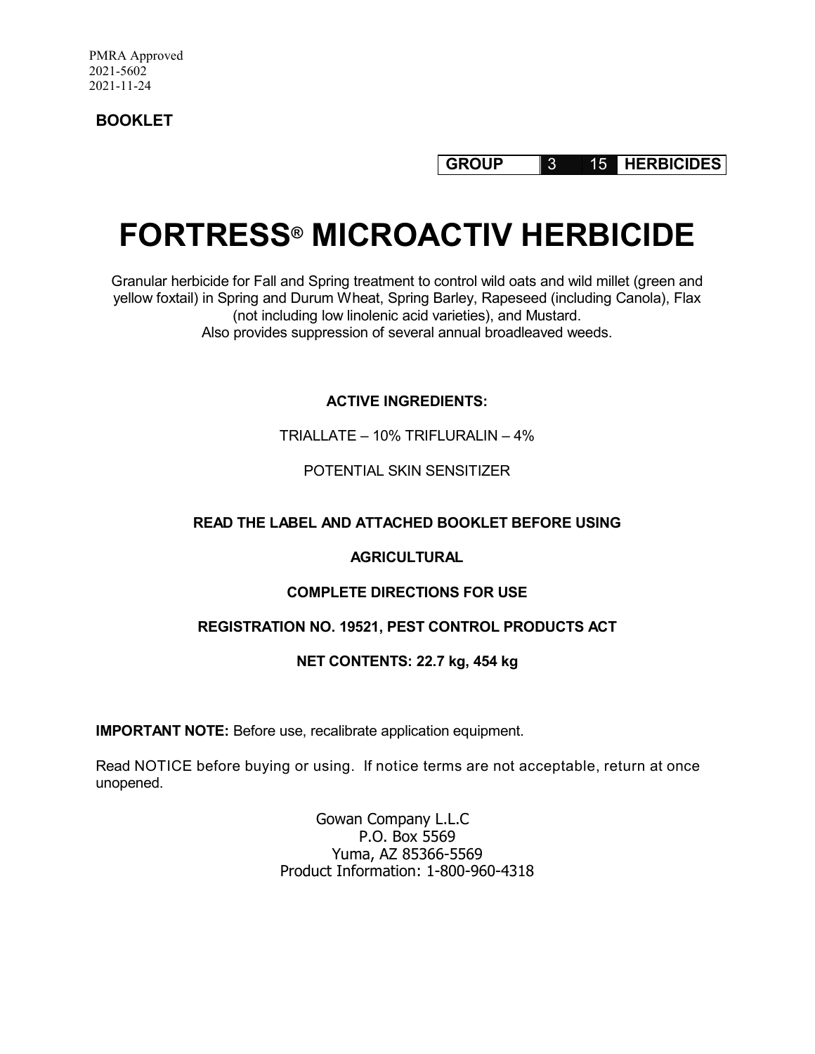PMRA Approved
2021-5602
2021-11-24

**BOOKLET**

| GROUP | 3 | 15 | HERBICIDES |
|---|---|---|---|

# FORTRESS® MICROACTIV HERBICIDE

Granular herbicide for Fall and Spring treatment to control wild oats and wild millet (green and yellow foxtail) in Spring and Durum Wheat, Spring Barley, Rapeseed (including Canola), Flax (not including low linolenic acid varieties), and Mustard.
Also provides suppression of several annual broadleaved weeds.

**ACTIVE INGREDIENTS:**

TRIALLATE – 10% TRIFLURALIN – 4%

POTENTIAL SKIN SENSITIZER

**READ THE LABEL AND ATTACHED BOOKLET BEFORE USING**

**AGRICULTURAL**

**COMPLETE DIRECTIONS FOR USE**

**REGISTRATION NO. 19521, PEST CONTROL PRODUCTS ACT**

**NET CONTENTS: 22.7 kg, 454 kg**

**IMPORTANT NOTE:** Before use, recalibrate application equipment.

Read NOTICE before buying or using. If notice terms are not acceptable, return at once unopened.

Gowan Company L.L.C
P.O. Box 5569
Yuma, AZ 85366-5569
Product Information: 1-800-960-4318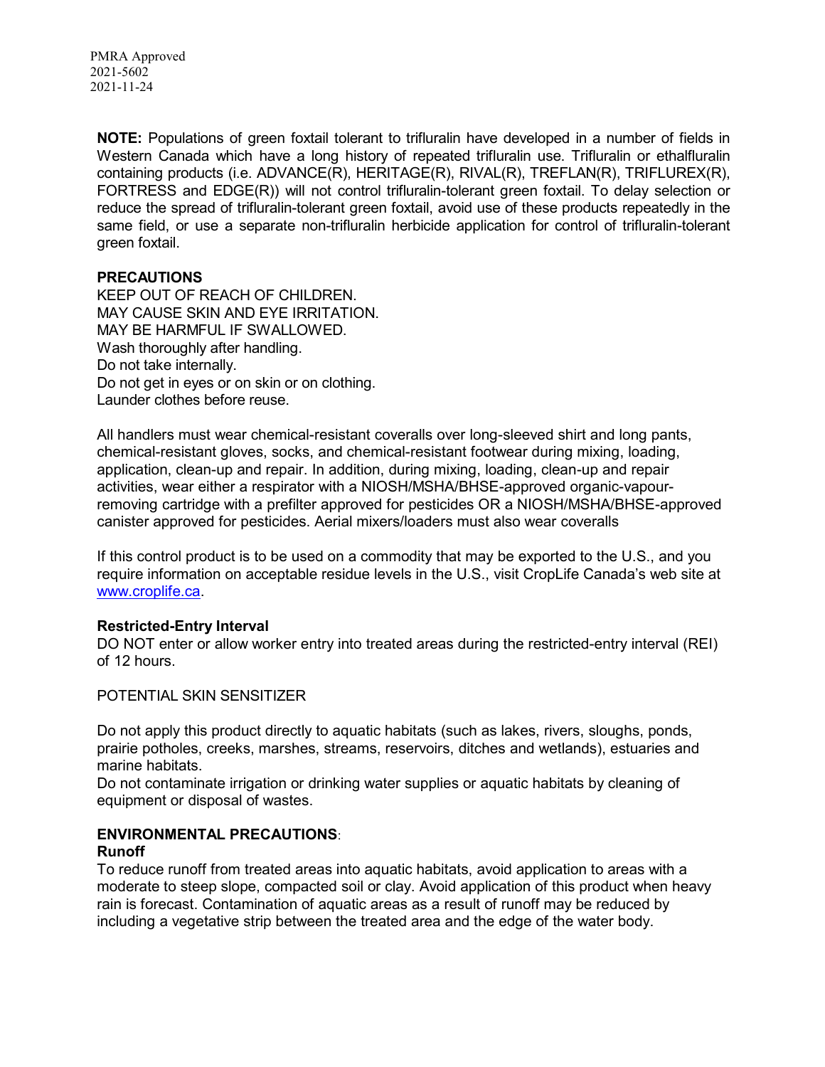PMRA Approved
2021-5602
2021-11-24

**NOTE:** Populations of green foxtail tolerant to trifluralin have developed in a number of fields in Western Canada which have a long history of repeated trifluralin use. Trifluralin or ethalfluralin containing products (i.e. ADVANCE(R), HERITAGE(R), RIVAL(R), TREFLAN(R), TRIFLUREX(R), FORTRESS and EDGE(R)) will not control trifluralin-tolerant green foxtail. To delay selection or reduce the spread of trifluralin-tolerant green foxtail, avoid use of these products repeatedly in the same field, or use a separate non-trifluralin herbicide application for control of trifluralin-tolerant green foxtail.

**PRECAUTIONS**

KEEP OUT OF REACH OF CHILDREN.
MAY CAUSE SKIN AND EYE IRRITATION.
MAY BE HARMFUL IF SWALLOWED.
Wash thoroughly after handling.
Do not take internally.
Do not get in eyes or on skin or on clothing.
Launder clothes before reuse.

All handlers must wear chemical-resistant coveralls over long-sleeved shirt and long pants, chemical-resistant gloves, socks, and chemical-resistant footwear during mixing, loading, application, clean-up and repair. In addition, during mixing, loading, clean-up and repair activities, wear either a respirator with a NIOSH/MSHA/BHSE-approved organic-vapour-removing cartridge with a prefilter approved for pesticides OR a NIOSH/MSHA/BHSE-approved canister approved for pesticides. Aerial mixers/loaders must also wear coveralls

If this control product is to be used on a commodity that may be exported to the U.S., and you require information on acceptable residue levels in the U.S., visit CropLife Canada's web site at www.croplife.ca.

**Restricted-Entry Interval**

DO NOT enter or allow worker entry into treated areas during the restricted-entry interval (REI) of 12 hours.

POTENTIAL SKIN SENSITIZER

Do not apply this product directly to aquatic habitats (such as lakes, rivers, sloughs, ponds, prairie potholes, creeks, marshes, streams, reservoirs, ditches and wetlands), estuaries and marine habitats.
Do not contaminate irrigation or drinking water supplies or aquatic habitats by cleaning of equipment or disposal of wastes.

**ENVIRONMENTAL PRECAUTIONS**:

**Runoff**

To reduce runoff from treated areas into aquatic habitats, avoid application to areas with a moderate to steep slope, compacted soil or clay. Avoid application of this product when heavy rain is forecast. Contamination of aquatic areas as a result of runoff may be reduced by including a vegetative strip between the treated area and the edge of the water body.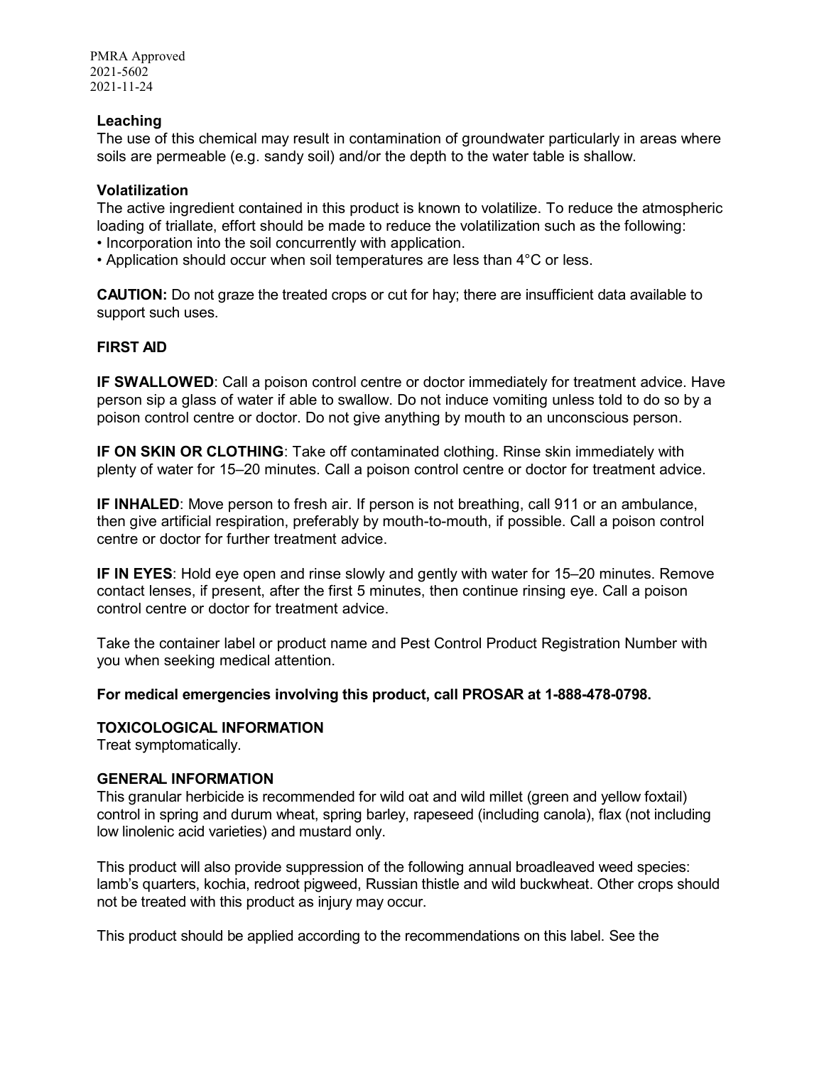PMRA Approved
2021-5602
2021-11-24

### Leaching

The use of this chemical may result in contamination of groundwater particularly in areas where soils are permeable (e.g. sandy soil) and/or the depth to the water table is shallow.

### Volatilization

The active ingredient contained in this product is known to volatilize. To reduce the atmospheric loading of triallate, effort should be made to reduce the volatilization such as the following:

- Incorporation into the soil concurrently with application.
- Application should occur when soil temperatures are less than 4°C or less.

**CAUTION:** Do not graze the treated crops or cut for hay; there are insufficient data available to support such uses.

### FIRST AID

**IF SWALLOWED**: Call a poison control centre or doctor immediately for treatment advice. Have person sip a glass of water if able to swallow. Do not induce vomiting unless told to do so by a poison control centre or doctor. Do not give anything by mouth to an unconscious person.

**IF ON SKIN OR CLOTHING**: Take off contaminated clothing. Rinse skin immediately with plenty of water for 15–20 minutes. Call a poison control centre or doctor for treatment advice.

**IF INHALED**: Move person to fresh air. If person is not breathing, call 911 or an ambulance, then give artificial respiration, preferably by mouth-to-mouth, if possible. Call a poison control centre or doctor for further treatment advice.

**IF IN EYES**: Hold eye open and rinse slowly and gently with water for 15–20 minutes. Remove contact lenses, if present, after the first 5 minutes, then continue rinsing eye. Call a poison control centre or doctor for treatment advice.

Take the container label or product name and Pest Control Product Registration Number with you when seeking medical attention.

**For medical emergencies involving this product, call PROSAR at 1-888-478-0798.**

### TOXICOLOGICAL INFORMATION

Treat symptomatically.

### GENERAL INFORMATION

This granular herbicide is recommended for wild oat and wild millet (green and yellow foxtail) control in spring and durum wheat, spring barley, rapeseed (including canola), flax (not including low linolenic acid varieties) and mustard only.

This product will also provide suppression of the following annual broadleaved weed species: lamb's quarters, kochia, redroot pigweed, Russian thistle and wild buckwheat. Other crops should not be treated with this product as injury may occur.

This product should be applied according to the recommendations on this label. See the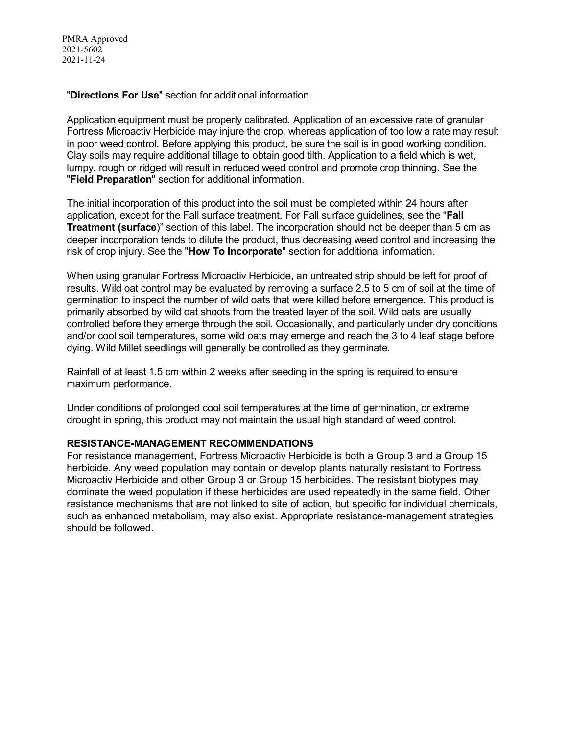"**Directions For Use**" section for additional information.

Application equipment must be properly calibrated. Application of an excessive rate of granular Fortress Microactiv Herbicide may injure the crop, whereas application of too low a rate may result in poor weed control. Before applying this product, be sure the soil is in good working condition. Clay soils may require additional tillage to obtain good tilth. Application to a field which is wet, lumpy, rough or ridged will result in reduced weed control and promote crop thinning. See the "**Field Preparation**" section for additional information.

The initial incorporation of this product into the soil must be completed within 24 hours after application, except for the Fall surface treatment. For Fall surface guidelines, see the "**Fall Treatment (surface**)" section of this label. The incorporation should not be deeper than 5 cm as deeper incorporation tends to dilute the product, thus decreasing weed control and increasing the risk of crop injury. See the "**How To Incorporate**" section for additional information.

When using granular Fortress Microactiv Herbicide, an untreated strip should be left for proof of results. Wild oat control may be evaluated by removing a surface 2.5 to 5 cm of soil at the time of germination to inspect the number of wild oats that were killed before emergence. This product is primarily absorbed by wild oat shoots from the treated layer of the soil. Wild oats are usually controlled before they emerge through the soil. Occasionally, and particularly under dry conditions and/or cool soil temperatures, some wild oats may emerge and reach the 3 to 4 leaf stage before dying. Wild Millet seedlings will generally be controlled as they germinate.

Rainfall of at least 1.5 cm within 2 weeks after seeding in the spring is required to ensure maximum performance.

Under conditions of prolonged cool soil temperatures at the time of germination, or extreme drought in spring, this product may not maintain the usual high standard of weed control.

**RESISTANCE-MANAGEMENT RECOMMENDATIONS**

For resistance management, Fortress Microactiv Herbicide is both a Group 3 and a Group 15 herbicide. Any weed population may contain or develop plants naturally resistant to Fortress Microactiv Herbicide and other Group 3 or Group 15 herbicides. The resistant biotypes may dominate the weed population if these herbicides are used repeatedly in the same field. Other resistance mechanisms that are not linked to site of action, but specific for individual chemicals, such as enhanced metabolism, may also exist. Appropriate resistance-management strategies should be followed.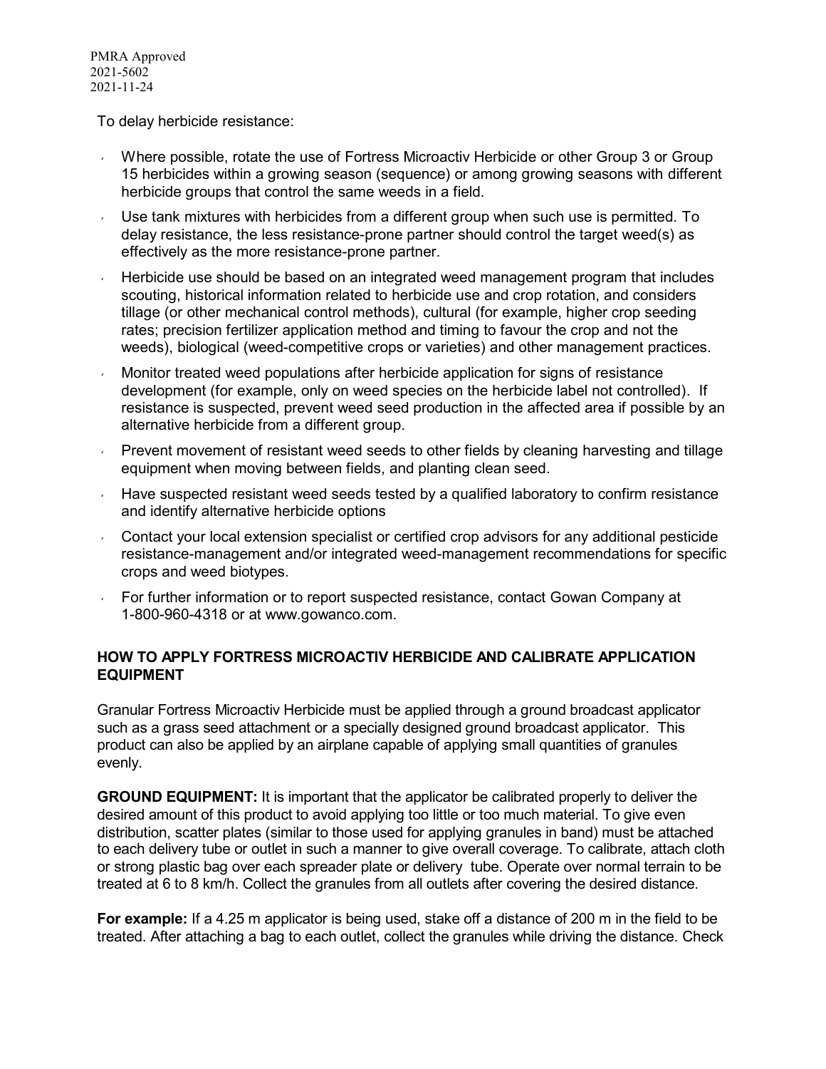To delay herbicide resistance:

- Where possible, rotate the use of Fortress Microactiv Herbicide or other Group 3 or Group 15 herbicides within a growing season (sequence) or among growing seasons with different herbicide groups that control the same weeds in a field.
- Use tank mixtures with herbicides from a different group when such use is permitted. To delay resistance, the less resistance-prone partner should control the target weed(s) as effectively as the more resistance-prone partner.
- Herbicide use should be based on an integrated weed management program that includes scouting, historical information related to herbicide use and crop rotation, and considers tillage (or other mechanical control methods), cultural (for example, higher crop seeding rates; precision fertilizer application method and timing to favour the crop and not the weeds), biological (weed-competitive crops or varieties) and other management practices.
- Monitor treated weed populations after herbicide application for signs of resistance development (for example, only on weed species on the herbicide label not controlled). If resistance is suspected, prevent weed seed production in the affected area if possible by an alternative herbicide from a different group.
- Prevent movement of resistant weed seeds to other fields by cleaning harvesting and tillage equipment when moving between fields, and planting clean seed.
- Have suspected resistant weed seeds tested by a qualified laboratory to confirm resistance and identify alternative herbicide options
- Contact your local extension specialist or certified crop advisors for any additional pesticide resistance-management and/or integrated weed-management recommendations for specific crops and weed biotypes.
- For further information or to report suspected resistance, contact Gowan Company at 1-800-960-4318 or at www.gowanco.com.

## HOW TO APPLY FORTRESS MICROACTIV HERBICIDE AND CALIBRATE APPLICATION EQUIPMENT

Granular Fortress Microactiv Herbicide must be applied through a ground broadcast applicator such as a grass seed attachment or a specially designed ground broadcast applicator. This product can also be applied by an airplane capable of applying small quantities of granules evenly.

**GROUND EQUIPMENT:** It is important that the applicator be calibrated properly to deliver the desired amount of this product to avoid applying too little or too much material. To give even distribution, scatter plates (similar to those used for applying granules in band) must be attached to each delivery tube or outlet in such a manner to give overall coverage. To calibrate, attach cloth or strong plastic bag over each spreader plate or delivery tube. Operate over normal terrain to be treated at 6 to 8 km/h. Collect the granules from all outlets after covering the desired distance.

**For example:** If a 4.25 m applicator is being used, stake off a distance of 200 m in the field to be treated. After attaching a bag to each outlet, collect the granules while driving the distance. Check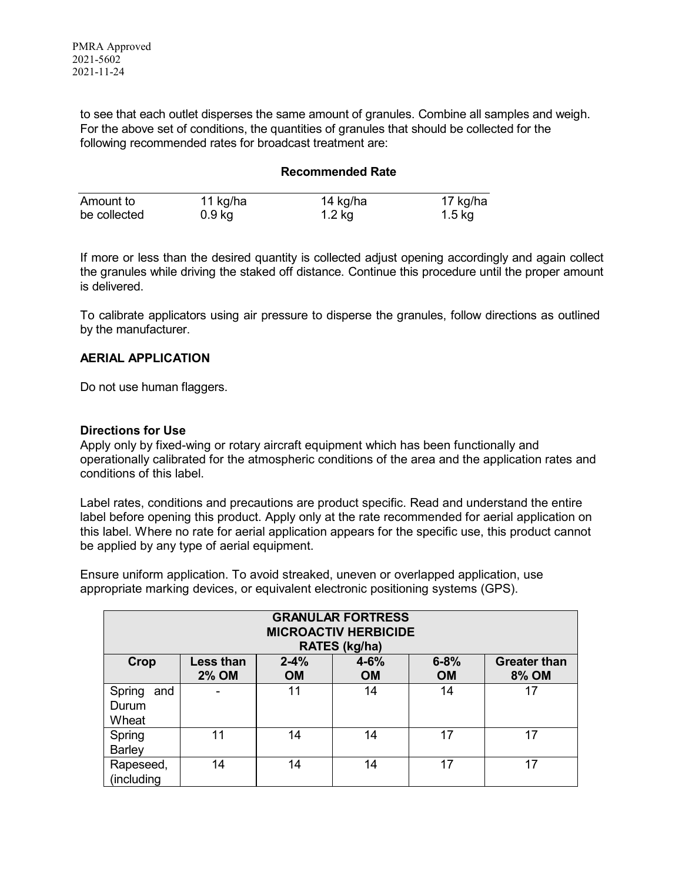to see that each outlet disperses the same amount of granules. Combine all samples and weigh. For the above set of conditions, the quantities of granules that should be collected for the following recommended rates for broadcast treatment are:

**Recommended Rate**

| Amount to be collected | 11 kg/ha | 14 kg/ha | 17 kg/ha |
|---|---|---|---|
| | 0.9 kg | 1.2 kg | 1.5 kg |

If more or less than the desired quantity is collected adjust opening accordingly and again collect the granules while driving the staked off distance. Continue this procedure until the proper amount is delivered.

To calibrate applicators using air pressure to disperse the granules, follow directions as outlined by the manufacturer.

## AERIAL APPLICATION

Do not use human flaggers.

### Directions for Use

Apply only by fixed-wing or rotary aircraft equipment which has been functionally and operationally calibrated for the atmospheric conditions of the area and the application rates and conditions of this label.

Label rates, conditions and precautions are product specific. Read and understand the entire label before opening this product. Apply only at the rate recommended for aerial application on this label. Where no rate for aerial application appears for the specific use, this product cannot be applied by any type of aerial equipment.

Ensure uniform application. To avoid streaked, uneven or overlapped application, use appropriate marking devices, or equivalent electronic positioning systems (GPS).

| GRANULAR FORTRESS MICROACTIV HERBICIDE RATES (kg/ha) | | | | | |
|---|---|---|---|---|---|
| **Crop** | **Less than 2% OM** | **2-4% OM** | **4-6% OM** | **6-8% OM** | **Greater than 8% OM** |
| Spring and Durum Wheat | - | 11 | 14 | 14 | 17 |
| Spring Barley | 11 | 14 | 14 | 17 | 17 |
| Rapeseed, (including | 14 | 14 | 14 | 17 | 17 |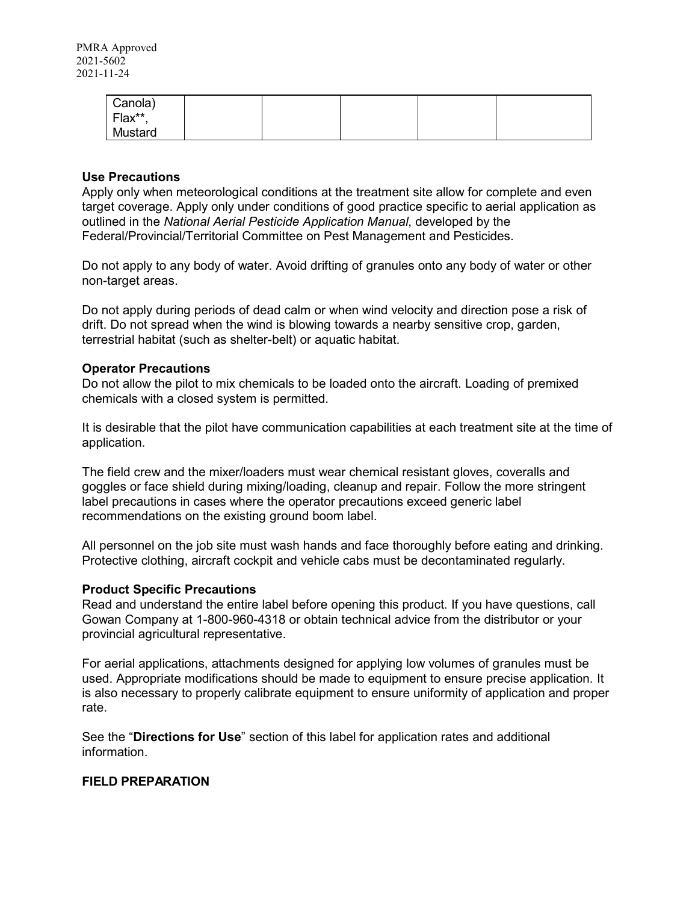| Canola) Flax**, Mustard | | | | | |
|---|---|---|---|---|---|

**Use Precautions**

Apply only when meteorological conditions at the treatment site allow for complete and even target coverage. Apply only under conditions of good practice specific to aerial application as outlined in the *National Aerial Pesticide Application Manual*, developed by the Federal/Provincial/Territorial Committee on Pest Management and Pesticides.

Do not apply to any body of water. Avoid drifting of granules onto any body of water or other non-target areas.

Do not apply during periods of dead calm or when wind velocity and direction pose a risk of drift. Do not spread when the wind is blowing towards a nearby sensitive crop, garden, terrestrial habitat (such as shelter-belt) or aquatic habitat.

**Operator Precautions**

Do not allow the pilot to mix chemicals to be loaded onto the aircraft. Loading of premixed chemicals with a closed system is permitted.

It is desirable that the pilot have communication capabilities at each treatment site at the time of application.

The field crew and the mixer/loaders must wear chemical resistant gloves, coveralls and goggles or face shield during mixing/loading, cleanup and repair. Follow the more stringent label precautions in cases where the operator precautions exceed generic label recommendations on the existing ground boom label.

All personnel on the job site must wash hands and face thoroughly before eating and drinking. Protective clothing, aircraft cockpit and vehicle cabs must be decontaminated regularly.

**Product Specific Precautions**

Read and understand the entire label before opening this product. If you have questions, call Gowan Company at 1-800-960-4318 or obtain technical advice from the distributor or your provincial agricultural representative.

For aerial applications, attachments designed for applying low volumes of granules must be used. Appropriate modifications should be made to equipment to ensure precise application. It is also necessary to properly calibrate equipment to ensure uniformity of application and proper rate.

See the "**Directions for Use**" section of this label for application rates and additional information.

**FIELD PREPARATION**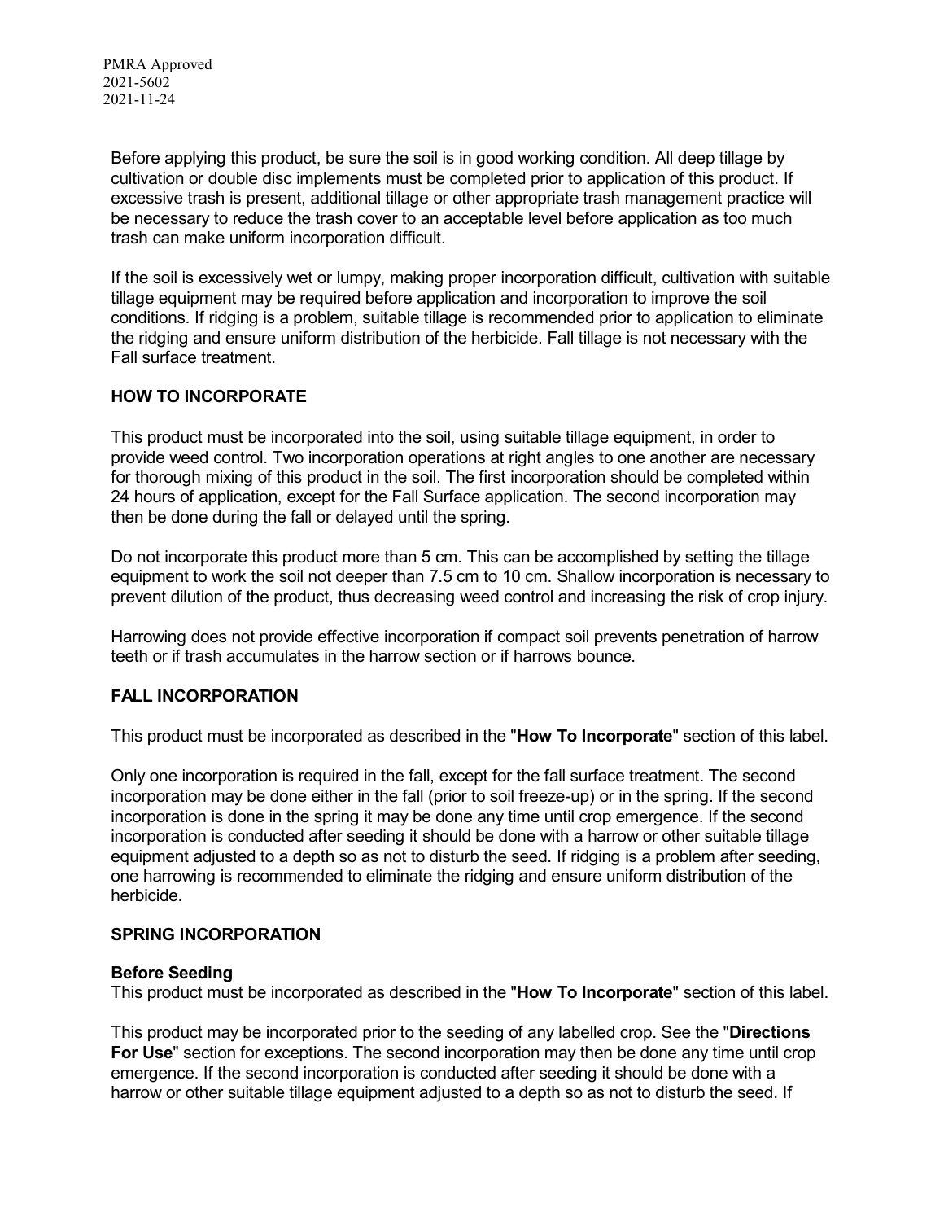Before applying this product, be sure the soil is in good working condition. All deep tillage by cultivation or double disc implements must be completed prior to application of this product. If excessive trash is present, additional tillage or other appropriate trash management practice will be necessary to reduce the trash cover to an acceptable level before application as too much trash can make uniform incorporation difficult.

If the soil is excessively wet or lumpy, making proper incorporation difficult, cultivation with suitable tillage equipment may be required before application and incorporation to improve the soil conditions. If ridging is a problem, suitable tillage is recommended prior to application to eliminate the ridging and ensure uniform distribution of the herbicide. Fall tillage is not necessary with the Fall surface treatment.

## HOW TO INCORPORATE

This product must be incorporated into the soil, using suitable tillage equipment, in order to provide weed control. Two incorporation operations at right angles to one another are necessary for thorough mixing of this product in the soil. The first incorporation should be completed within 24 hours of application, except for the Fall Surface application. The second incorporation may then be done during the fall or delayed until the spring.

Do not incorporate this product more than 5 cm. This can be accomplished by setting the tillage equipment to work the soil not deeper than 7.5 cm to 10 cm. Shallow incorporation is necessary to prevent dilution of the product, thus decreasing weed control and increasing the risk of crop injury.

Harrowing does not provide effective incorporation if compact soil prevents penetration of harrow teeth or if trash accumulates in the harrow section or if harrows bounce.

## FALL INCORPORATION

This product must be incorporated as described in the "**How To Incorporate**" section of this label.

Only one incorporation is required in the fall, except for the fall surface treatment. The second incorporation may be done either in the fall (prior to soil freeze-up) or in the spring. If the second incorporation is done in the spring it may be done any time until crop emergence. If the second incorporation is conducted after seeding it should be done with a harrow or other suitable tillage equipment adjusted to a depth so as not to disturb the seed. If ridging is a problem after seeding, one harrowing is recommended to eliminate the ridging and ensure uniform distribution of the herbicide.

## SPRING INCORPORATION

### Before Seeding

This product must be incorporated as described in the "**How To Incorporate**" section of this label.

This product may be incorporated prior to the seeding of any labelled crop. See the "**Directions For Use**" section for exceptions. The second incorporation may then be done any time until crop emergence. If the second incorporation is conducted after seeding it should be done with a harrow or other suitable tillage equipment adjusted to a depth so as not to disturb the seed. If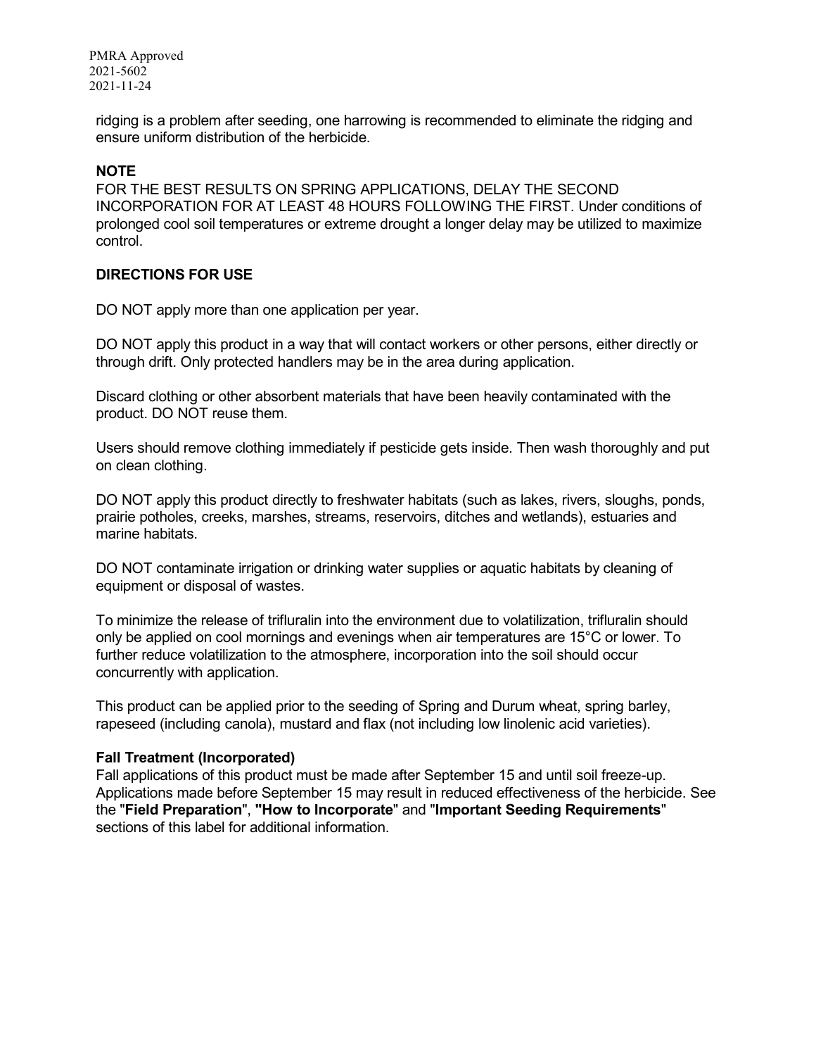ridging is a problem after seeding, one harrowing is recommended to eliminate the ridging and ensure uniform distribution of the herbicide.

**NOTE**

FOR THE BEST RESULTS ON SPRING APPLICATIONS, DELAY THE SECOND INCORPORATION FOR AT LEAST 48 HOURS FOLLOWING THE FIRST. Under conditions of prolonged cool soil temperatures or extreme drought a longer delay may be utilized to maximize control.

**DIRECTIONS FOR USE**

DO NOT apply more than one application per year.

DO NOT apply this product in a way that will contact workers or other persons, either directly or through drift. Only protected handlers may be in the area during application.

Discard clothing or other absorbent materials that have been heavily contaminated with the product. DO NOT reuse them.

Users should remove clothing immediately if pesticide gets inside. Then wash thoroughly and put on clean clothing.

DO NOT apply this product directly to freshwater habitats (such as lakes, rivers, sloughs, ponds, prairie potholes, creeks, marshes, streams, reservoirs, ditches and wetlands), estuaries and marine habitats.

DO NOT contaminate irrigation or drinking water supplies or aquatic habitats by cleaning of equipment or disposal of wastes.

To minimize the release of trifluralin into the environment due to volatilization, trifluralin should only be applied on cool mornings and evenings when air temperatures are 15°C or lower. To further reduce volatilization to the atmosphere, incorporation into the soil should occur concurrently with application.

This product can be applied prior to the seeding of Spring and Durum wheat, spring barley, rapeseed (including canola), mustard and flax (not including low linolenic acid varieties).

**Fall Treatment (Incorporated)**

Fall applications of this product must be made after September 15 and until soil freeze-up. Applications made before September 15 may result in reduced effectiveness of the herbicide. See the "**Field Preparation**", **"How to Incorporate**" and "**Important Seeding Requirements**" sections of this label for additional information.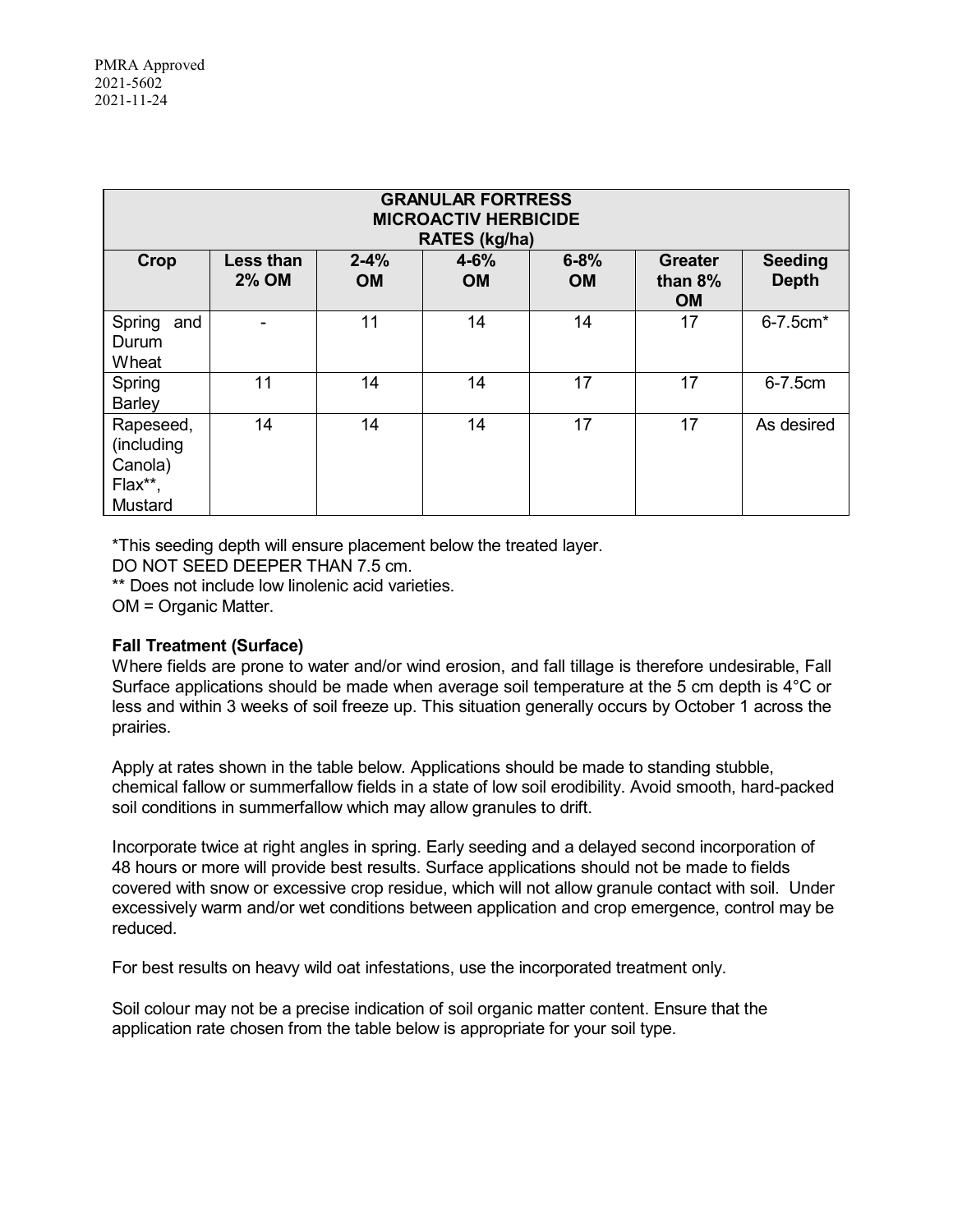PMRA Approved
2021-5602
2021-11-24

| GRANULAR FORTRESS MICROACTIV HERBICIDE RATES (kg/ha) | | | | | | |
|---|---|---|---|---|---|---|
| **Crop** | **Less than 2% OM** | **2-4% OM** | **4-6% OM** | **6-8% OM** | **Greater than 8% OM** | **Seeding Depth** |
| Spring and Durum Wheat | - | 11 | 14 | 14 | 17 | 6-7.5cm* |
| Spring Barley | 11 | 14 | 14 | 17 | 17 | 6-7.5cm |
| Rapeseed, (including Canola) Flax**, Mustard | 14 | 14 | 14 | 17 | 17 | As desired |

*This seeding depth will ensure placement below the treated layer.
DO NOT SEED DEEPER THAN 7.5 cm.
** Does not include low linolenic acid varieties.
OM = Organic Matter.

**Fall Treatment (Surface)**
Where fields are prone to water and/or wind erosion, and fall tillage is therefore undesirable, Fall Surface applications should be made when average soil temperature at the 5 cm depth is 4°C or less and within 3 weeks of soil freeze up. This situation generally occurs by October 1 across the prairies.

Apply at rates shown in the table below. Applications should be made to standing stubble, chemical fallow or summerfallow fields in a state of low soil erodibility. Avoid smooth, hard-packed soil conditions in summerfallow which may allow granules to drift.

Incorporate twice at right angles in spring. Early seeding and a delayed second incorporation of 48 hours or more will provide best results. Surface applications should not be made to fields covered with snow or excessive crop residue, which will not allow granule contact with soil. Under excessively warm and/or wet conditions between application and crop emergence, control may be reduced.

For best results on heavy wild oat infestations, use the incorporated treatment only.

Soil colour may not be a precise indication of soil organic matter content. Ensure that the application rate chosen from the table below is appropriate for your soil type.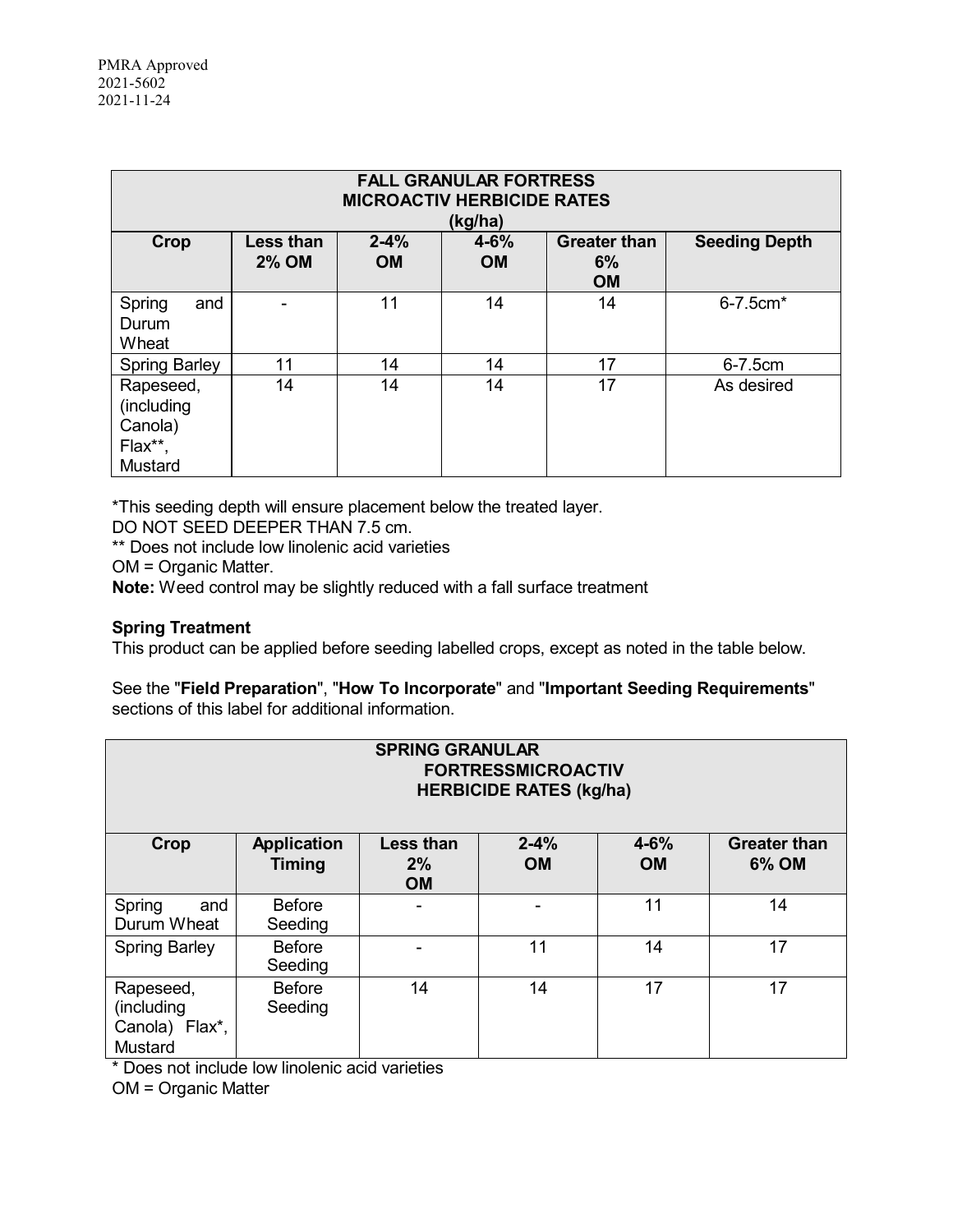PMRA Approved
2021-5602
2021-11-24

| FALL GRANULAR FORTRESS MICROACTIV HERBICIDE RATES (kg/ha) | | | | | |
|---|---|---|---|---|---|
| **Crop** | **Less than 2% OM** | **2-4% OM** | **4-6% OM** | **Greater than 6% OM** | **Seeding Depth** |
| Spring and Durum Wheat | - | 11 | 14 | 14 | 6-7.5cm* |
| Spring Barley | 11 | 14 | 14 | 17 | 6-7.5cm |
| Rapeseed, (including Canola) Flax**, Mustard | 14 | 14 | 14 | 17 | As desired |

*This seeding depth will ensure placement below the treated layer.
DO NOT SEED DEEPER THAN 7.5 cm.
** Does not include low linolenic acid varieties
OM = Organic Matter.
**Note:** Weed control may be slightly reduced with a fall surface treatment

**Spring Treatment**
This product can be applied before seeding labelled crops, except as noted in the table below.

See the "**Field Preparation**", "**How To Incorporate**" and "**Important Seeding Requirements**" sections of this label for additional information.

| SPRING GRANULAR FORTRESSMICROACTIV HERBICIDE RATES (kg/ha) | | | | | |
|---|---|---|---|---|---|
| **Crop** | **Application Timing** | **Less than 2% OM** | **2-4% OM** | **4-6% OM** | **Greater than 6% OM** |
| Spring and Durum Wheat | Before Seeding | - | - | 11 | 14 |
| Spring Barley | Before Seeding | - | 11 | 14 | 17 |
| Rapeseed, (including Canola) Flax*, Mustard | Before Seeding | 14 | 14 | 17 | 17 |

* Does not include low linolenic acid varieties
OM = Organic Matter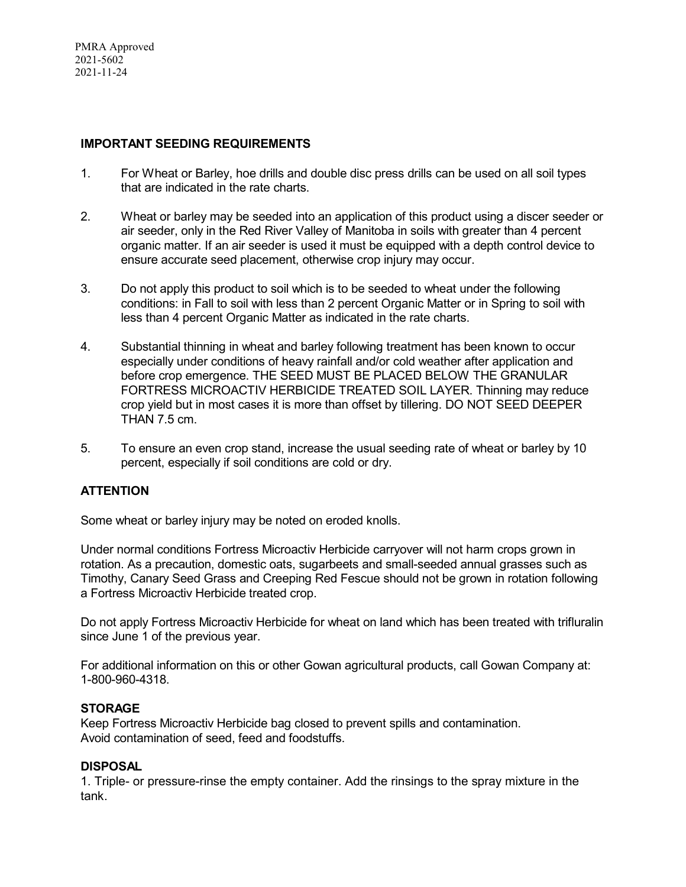PMRA Approved
2021-5602
2021-11-24

## IMPORTANT SEEDING REQUIREMENTS

1. For Wheat or Barley, hoe drills and double disc press drills can be used on all soil types that are indicated in the rate charts.

2. Wheat or barley may be seeded into an application of this product using a discer seeder or air seeder, only in the Red River Valley of Manitoba in soils with greater than 4 percent organic matter. If an air seeder is used it must be equipped with a depth control device to ensure accurate seed placement, otherwise crop injury may occur.

3. Do not apply this product to soil which is to be seeded to wheat under the following conditions: in Fall to soil with less than 2 percent Organic Matter or in Spring to soil with less than 4 percent Organic Matter as indicated in the rate charts.

4. Substantial thinning in wheat and barley following treatment has been known to occur especially under conditions of heavy rainfall and/or cold weather after application and before crop emergence. THE SEED MUST BE PLACED BELOW THE GRANULAR FORTRESS MICROACTIV HERBICIDE TREATED SOIL LAYER. Thinning may reduce crop yield but in most cases it is more than offset by tillering. DO NOT SEED DEEPER THAN 7.5 cm.

5. To ensure an even crop stand, increase the usual seeding rate of wheat or barley by 10 percent, especially if soil conditions are cold or dry.

## ATTENTION

Some wheat or barley injury may be noted on eroded knolls.

Under normal conditions Fortress Microactiv Herbicide carryover will not harm crops grown in rotation. As a precaution, domestic oats, sugarbeets and small-seeded annual grasses such as Timothy, Canary Seed Grass and Creeping Red Fescue should not be grown in rotation following a Fortress Microactiv Herbicide treated crop.

Do not apply Fortress Microactiv Herbicide for wheat on land which has been treated with trifluralin since June 1 of the previous year.

For additional information on this or other Gowan agricultural products, call Gowan Company at: 1-800-960-4318.

## STORAGE

Keep Fortress Microactiv Herbicide bag closed to prevent spills and contamination.
Avoid contamination of seed, feed and foodstuffs.

## DISPOSAL

1. Triple- or pressure-rinse the empty container. Add the rinsings to the spray mixture in the tank.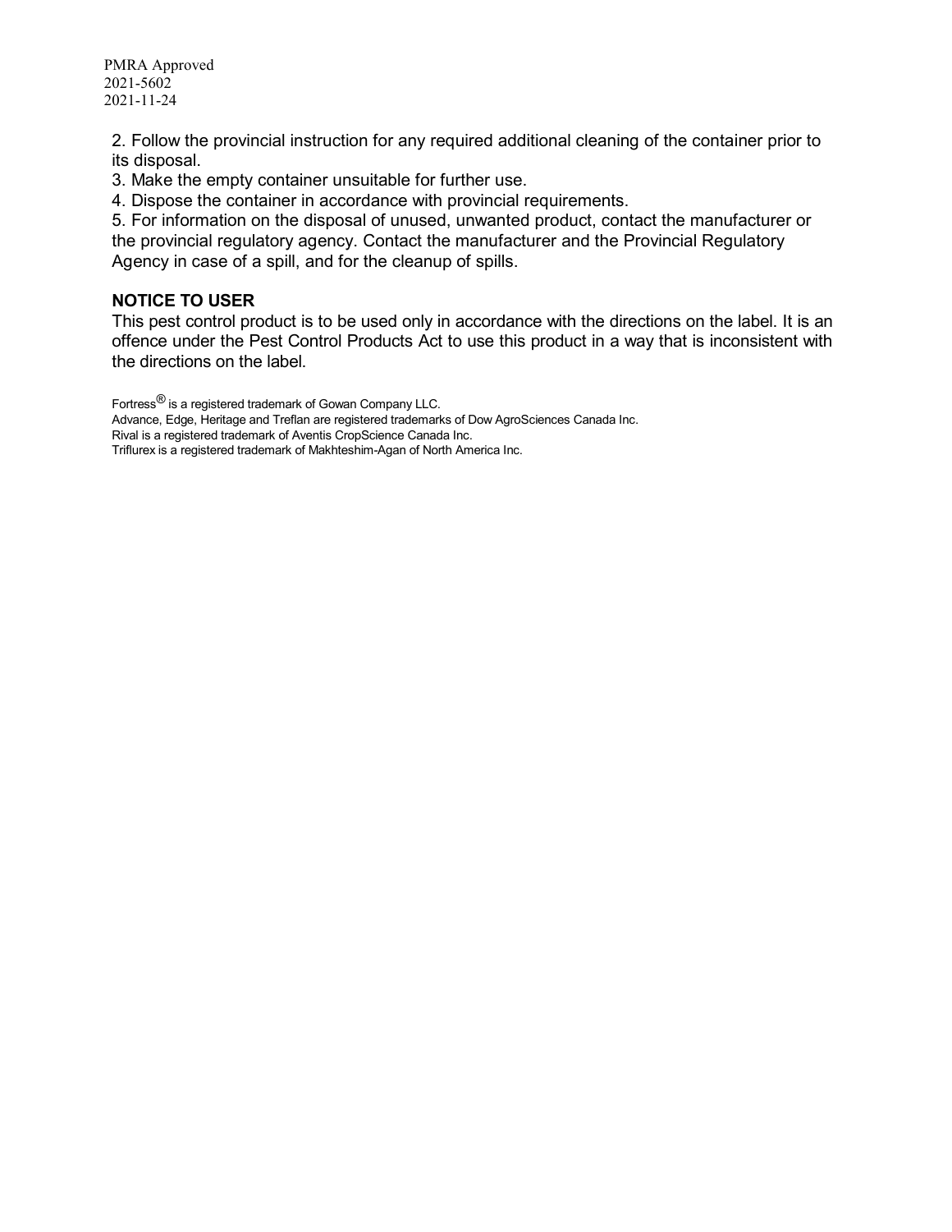2. Follow the provincial instruction for any required additional cleaning of the container prior to its disposal.
3. Make the empty container unsuitable for further use.
4. Dispose the container in accordance with provincial requirements.
5. For information on the disposal of unused, unwanted product, contact the manufacturer or the provincial regulatory agency. Contact the manufacturer and the Provincial Regulatory Agency in case of a spill, and for the cleanup of spills.

**NOTICE TO USER**

This pest control product is to be used only in accordance with the directions on the label. It is an offence under the Pest Control Products Act to use this product in a way that is inconsistent with the directions on the label.

Fortress® is a registered trademark of Gowan Company LLC.
Advance, Edge, Heritage and Treflan are registered trademarks of Dow AgroSciences Canada Inc.
Rival is a registered trademark of Aventis CropScience Canada Inc.
Triflurex is a registered trademark of Makhteshim-Agan of North America Inc.